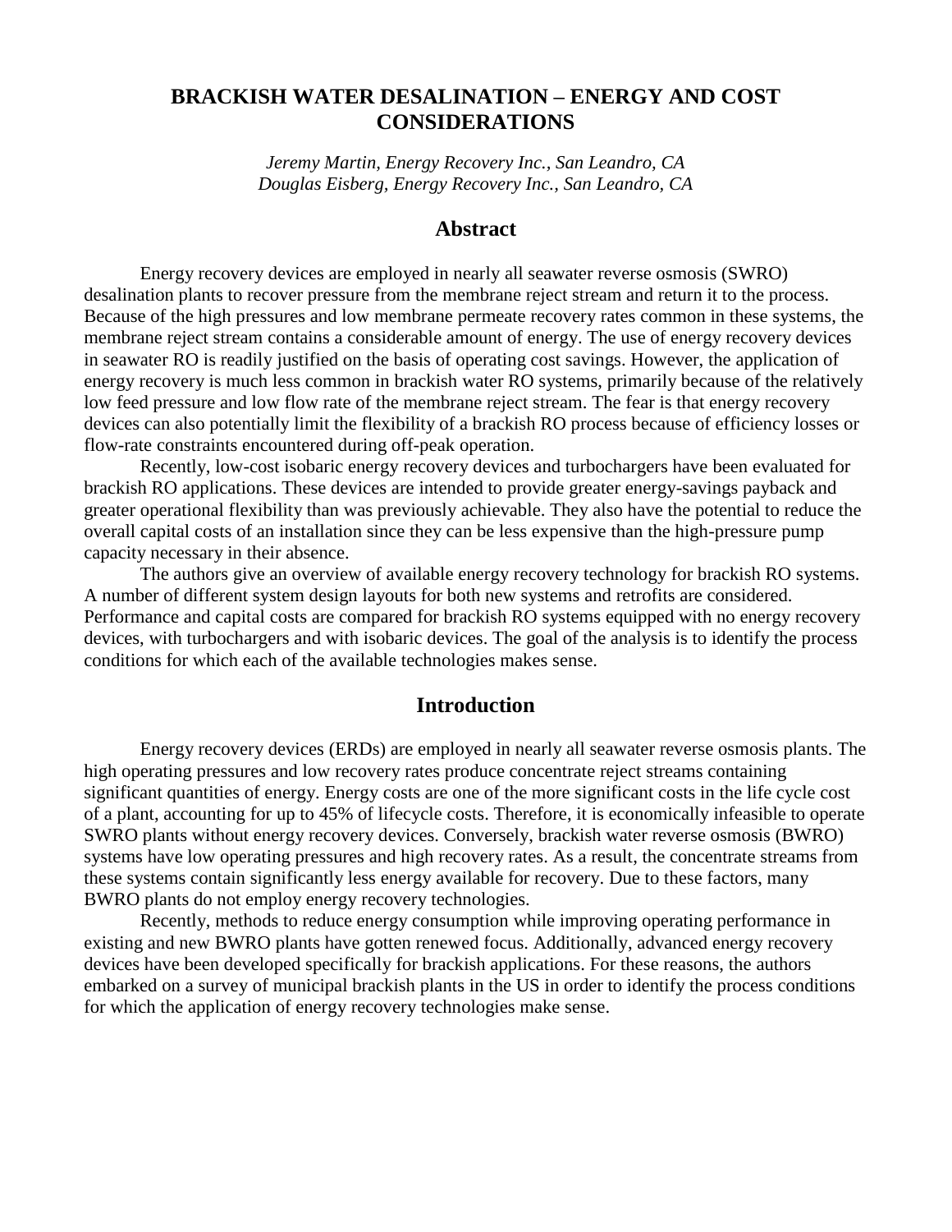# BRACKISH WATER DESALINATION – ENERGY AND COST CONSIDERATIONS

*Jeremy Martin, Energy Recovery Inc., San Leandro, CA*
*Douglas Eisberg, Energy Recovery Inc., San Leandro, CA*

## Abstract

Energy recovery devices are employed in nearly all seawater reverse osmosis (SWRO) desalination plants to recover pressure from the membrane reject stream and return it to the process. Because of the high pressures and low membrane permeate recovery rates common in these systems, the membrane reject stream contains a considerable amount of energy. The use of energy recovery devices in seawater RO is readily justified on the basis of operating cost savings. However, the application of energy recovery is much less common in brackish water RO systems, primarily because of the relatively low feed pressure and low flow rate of the membrane reject stream. The fear is that energy recovery devices can also potentially limit the flexibility of a brackish RO process because of efficiency losses or flow-rate constraints encountered during off-peak operation.

Recently, low-cost isobaric energy recovery devices and turbochargers have been evaluated for brackish RO applications. These devices are intended to provide greater energy-savings payback and greater operational flexibility than was previously achievable. They also have the potential to reduce the overall capital costs of an installation since they can be less expensive than the high-pressure pump capacity necessary in their absence.

The authors give an overview of available energy recovery technology for brackish RO systems. A number of different system design layouts for both new systems and retrofits are considered. Performance and capital costs are compared for brackish RO systems equipped with no energy recovery devices, with turbochargers and with isobaric devices. The goal of the analysis is to identify the process conditions for which each of the available technologies makes sense.

## Introduction

Energy recovery devices (ERDs) are employed in nearly all seawater reverse osmosis plants. The high operating pressures and low recovery rates produce concentrate reject streams containing significant quantities of energy. Energy costs are one of the more significant costs in the life cycle cost of a plant, accounting for up to 45% of lifecycle costs. Therefore, it is economically infeasible to operate SWRO plants without energy recovery devices. Conversely, brackish water reverse osmosis (BWRO) systems have low operating pressures and high recovery rates. As a result, the concentrate streams from these systems contain significantly less energy available for recovery. Due to these factors, many BWRO plants do not employ energy recovery technologies.

Recently, methods to reduce energy consumption while improving operating performance in existing and new BWRO plants have gotten renewed focus. Additionally, advanced energy recovery devices have been developed specifically for brackish applications. For these reasons, the authors embarked on a survey of municipal brackish plants in the US in order to identify the process conditions for which the application of energy recovery technologies make sense.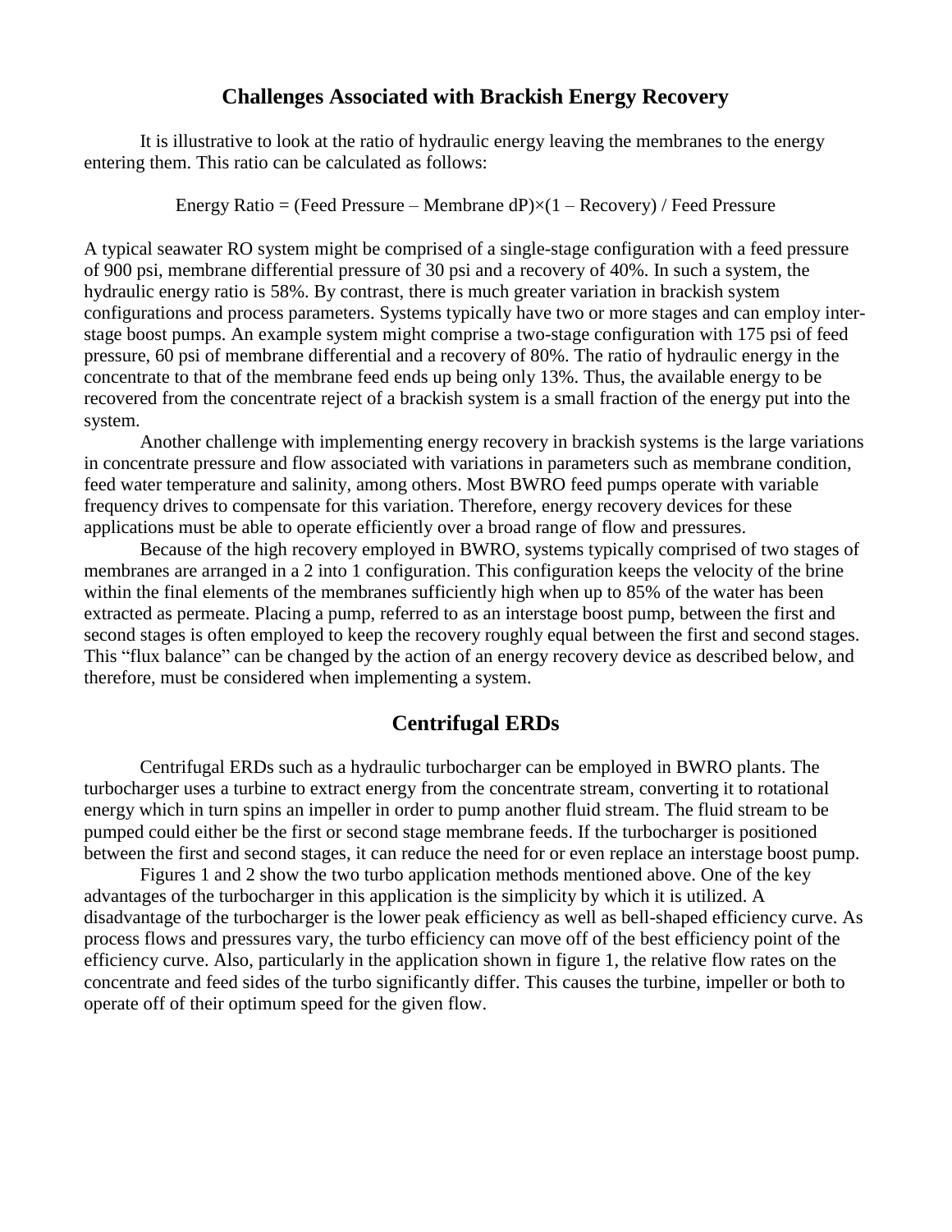## Challenges Associated with Brackish Energy Recovery

It is illustrative to look at the ratio of hydraulic energy leaving the membranes to the energy entering them. This ratio can be calculated as follows:

$$\text{Energy Ratio} = (\text{Feed Pressure} - \text{Membrane dP}) \times (1 - \text{Recovery}) / \text{Feed Pressure}$$

A typical seawater RO system might be comprised of a single-stage configuration with a feed pressure of 900 psi, membrane differential pressure of 30 psi and a recovery of 40%. In such a system, the hydraulic energy ratio is 58%. By contrast, there is much greater variation in brackish system configurations and process parameters. Systems typically have two or more stages and can employ inter-stage boost pumps. An example system might comprise a two-stage configuration with 175 psi of feed pressure, 60 psi of membrane differential and a recovery of 80%. The ratio of hydraulic energy in the concentrate to that of the membrane feed ends up being only 13%. Thus, the available energy to be recovered from the concentrate reject of a brackish system is a small fraction of the energy put into the system.

Another challenge with implementing energy recovery in brackish systems is the large variations in concentrate pressure and flow associated with variations in parameters such as membrane condition, feed water temperature and salinity, among others. Most BWRO feed pumps operate with variable frequency drives to compensate for this variation. Therefore, energy recovery devices for these applications must be able to operate efficiently over a broad range of flow and pressures.

Because of the high recovery employed in BWRO, systems typically comprised of two stages of membranes are arranged in a 2 into 1 configuration. This configuration keeps the velocity of the brine within the final elements of the membranes sufficiently high when up to 85% of the water has been extracted as permeate. Placing a pump, referred to as an interstage boost pump, between the first and second stages is often employed to keep the recovery roughly equal between the first and second stages. This "flux balance" can be changed by the action of an energy recovery device as described below, and therefore, must be considered when implementing a system.

## Centrifugal ERDs

Centrifugal ERDs such as a hydraulic turbocharger can be employed in BWRO plants. The turbocharger uses a turbine to extract energy from the concentrate stream, converting it to rotational energy which in turn spins an impeller in order to pump another fluid stream. The fluid stream to be pumped could either be the first or second stage membrane feeds. If the turbocharger is positioned between the first and second stages, it can reduce the need for or even replace an interstage boost pump.

Figures 1 and 2 show the two turbo application methods mentioned above. One of the key advantages of the turbocharger in this application is the simplicity by which it is utilized. A disadvantage of the turbocharger is the lower peak efficiency as well as bell-shaped efficiency curve. As process flows and pressures vary, the turbo efficiency can move off of the best efficiency point of the efficiency curve. Also, particularly in the application shown in figure 1, the relative flow rates on the concentrate and feed sides of the turbo significantly differ. This causes the turbine, impeller or both to operate off of their optimum speed for the given flow.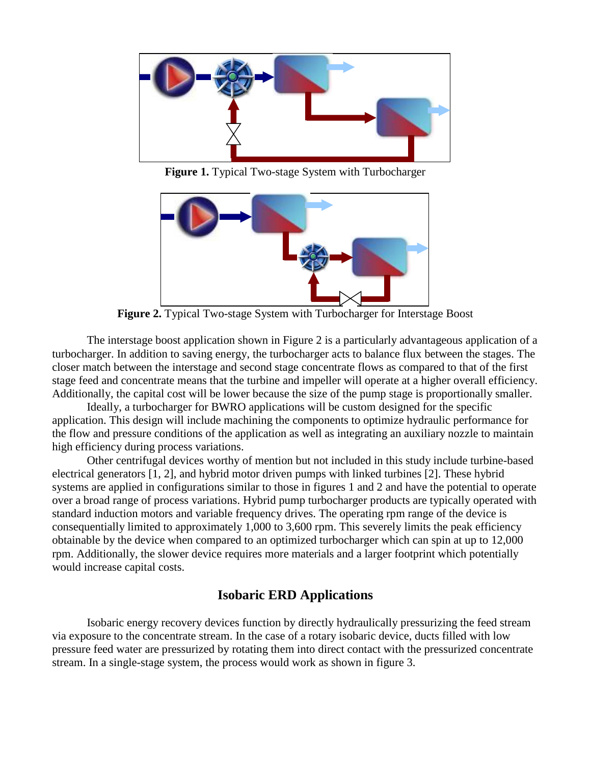**Figure 1.** Typical Two-stage System with Turbocharger

**Figure 2.** Typical Two-stage System with Turbocharger for Interstage Boost

The interstage boost application shown in Figure 2 is a particularly advantageous application of a turbocharger. In addition to saving energy, the turbocharger acts to balance flux between the stages. The closer match between the interstage and second stage concentrate flows as compared to that of the first stage feed and concentrate means that the turbine and impeller will operate at a higher overall efficiency. Additionally, the capital cost will be lower because the size of the pump stage is proportionally smaller.

Ideally, a turbocharger for BWRO applications will be custom designed for the specific application. This design will include machining the components to optimize hydraulic performance for the flow and pressure conditions of the application as well as integrating an auxiliary nozzle to maintain high efficiency during process variations.

Other centrifugal devices worthy of mention but not included in this study include turbine-based electrical generators [1, 2], and hybrid motor driven pumps with linked turbines [2]. These hybrid systems are applied in configurations similar to those in figures 1 and 2 and have the potential to operate over a broad range of process variations. Hybrid pump turbocharger products are typically operated with standard induction motors and variable frequency drives. The operating rpm range of the device is consequentially limited to approximately 1,000 to 3,600 rpm. This severely limits the peak efficiency obtainable by the device when compared to an optimized turbocharger which can spin at up to 12,000 rpm. Additionally, the slower device requires more materials and a larger footprint which potentially would increase capital costs.

## Isobaric ERD Applications

Isobaric energy recovery devices function by directly hydraulically pressurizing the feed stream via exposure to the concentrate stream. In the case of a rotary isobaric device, ducts filled with low pressure feed water are pressurized by rotating them into direct contact with the pressurized concentrate stream. In a single-stage system, the process would work as shown in figure 3.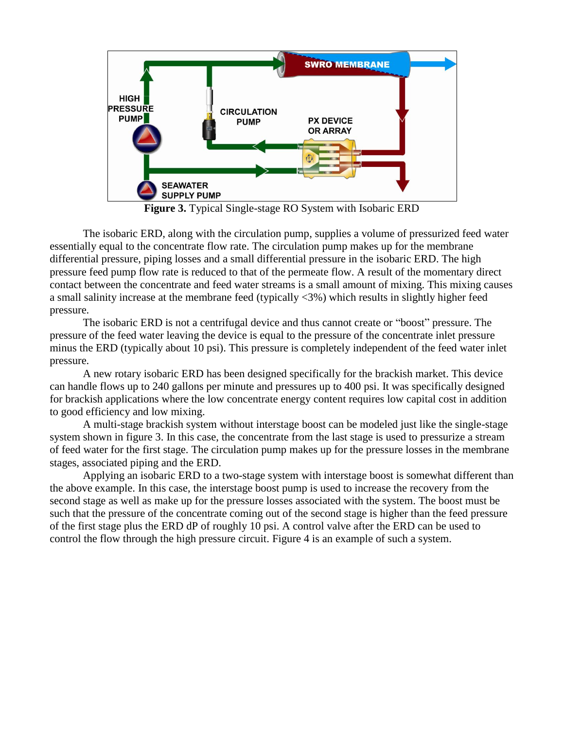**Figure 3.** Typical Single-stage RO System with Isobaric ERD

The isobaric ERD, along with the circulation pump, supplies a volume of pressurized feed water essentially equal to the concentrate flow rate. The circulation pump makes up for the membrane differential pressure, piping losses and a small differential pressure in the isobaric ERD. The high pressure feed pump flow rate is reduced to that of the permeate flow. A result of the momentary direct contact between the concentrate and feed water streams is a small amount of mixing. This mixing causes a small salinity increase at the membrane feed (typically <3%) which results in slightly higher feed pressure.

The isobaric ERD is not a centrifugal device and thus cannot create or "boost" pressure. The pressure of the feed water leaving the device is equal to the pressure of the concentrate inlet pressure minus the ERD (typically about 10 psi). This pressure is completely independent of the feed water inlet pressure.

A new rotary isobaric ERD has been designed specifically for the brackish market. This device can handle flows up to 240 gallons per minute and pressures up to 400 psi. It was specifically designed for brackish applications where the low concentrate energy content requires low capital cost in addition to good efficiency and low mixing.

A multi-stage brackish system without interstage boost can be modeled just like the single-stage system shown in figure 3. In this case, the concentrate from the last stage is used to pressurize a stream of feed water for the first stage. The circulation pump makes up for the pressure losses in the membrane stages, associated piping and the ERD.

Applying an isobaric ERD to a two-stage system with interstage boost is somewhat different than the above example. In this case, the interstage boost pump is used to increase the recovery from the second stage as well as make up for the pressure losses associated with the system. The boost must be such that the pressure of the concentrate coming out of the second stage is higher than the feed pressure of the first stage plus the ERD dP of roughly 10 psi. A control valve after the ERD can be used to control the flow through the high pressure circuit. Figure 4 is an example of such a system.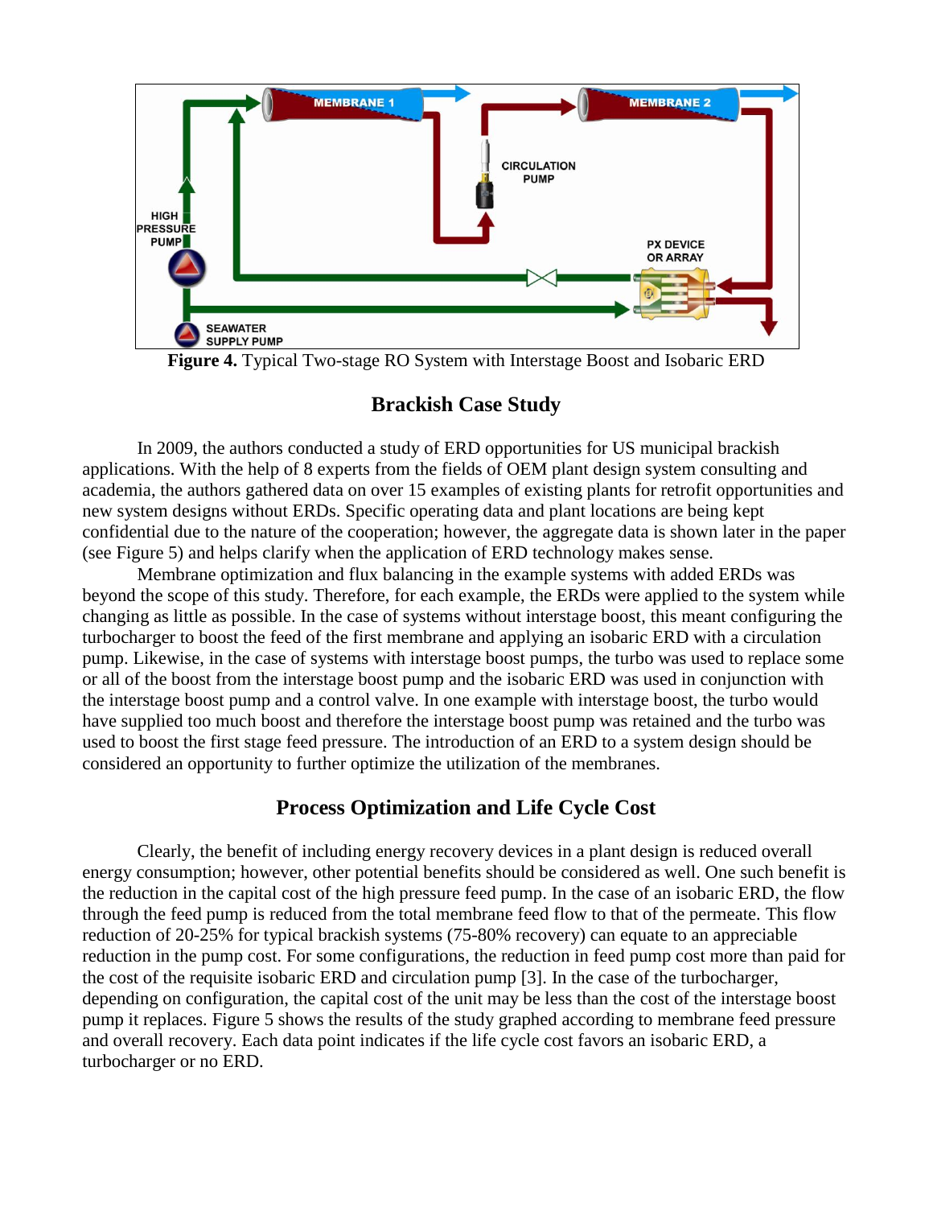**Figure 4.** Typical Two-stage RO System with Interstage Boost and Isobaric ERD

## Brackish Case Study

In 2009, the authors conducted a study of ERD opportunities for US municipal brackish applications. With the help of 8 experts from the fields of OEM plant design system consulting and academia, the authors gathered data on over 15 examples of existing plants for retrofit opportunities and new system designs without ERDs. Specific operating data and plant locations are being kept confidential due to the nature of the cooperation; however, the aggregate data is shown later in the paper (see Figure 5) and helps clarify when the application of ERD technology makes sense.

Membrane optimization and flux balancing in the example systems with added ERDs was beyond the scope of this study. Therefore, for each example, the ERDs were applied to the system while changing as little as possible. In the case of systems without interstage boost, this meant configuring the turbocharger to boost the feed of the first membrane and applying an isobaric ERD with a circulation pump. Likewise, in the case of systems with interstage boost pumps, the turbo was used to replace some or all of the boost from the interstage boost pump and the isobaric ERD was used in conjunction with the interstage boost pump and a control valve. In one example with interstage boost, the turbo would have supplied too much boost and therefore the interstage boost pump was retained and the turbo was used to boost the first stage feed pressure. The introduction of an ERD to a system design should be considered an opportunity to further optimize the utilization of the membranes.

## Process Optimization and Life Cycle Cost

Clearly, the benefit of including energy recovery devices in a plant design is reduced overall energy consumption; however, other potential benefits should be considered as well. One such benefit is the reduction in the capital cost of the high pressure feed pump. In the case of an isobaric ERD, the flow through the feed pump is reduced from the total membrane feed flow to that of the permeate. This flow reduction of 20-25% for typical brackish systems (75-80% recovery) can equate to an appreciable reduction in the pump cost. For some configurations, the reduction in feed pump cost more than paid for the cost of the requisite isobaric ERD and circulation pump [3]. In the case of the turbocharger, depending on configuration, the capital cost of the unit may be less than the cost of the interstage boost pump it replaces. Figure 5 shows the results of the study graphed according to membrane feed pressure and overall recovery. Each data point indicates if the life cycle cost favors an isobaric ERD, a turbocharger or no ERD.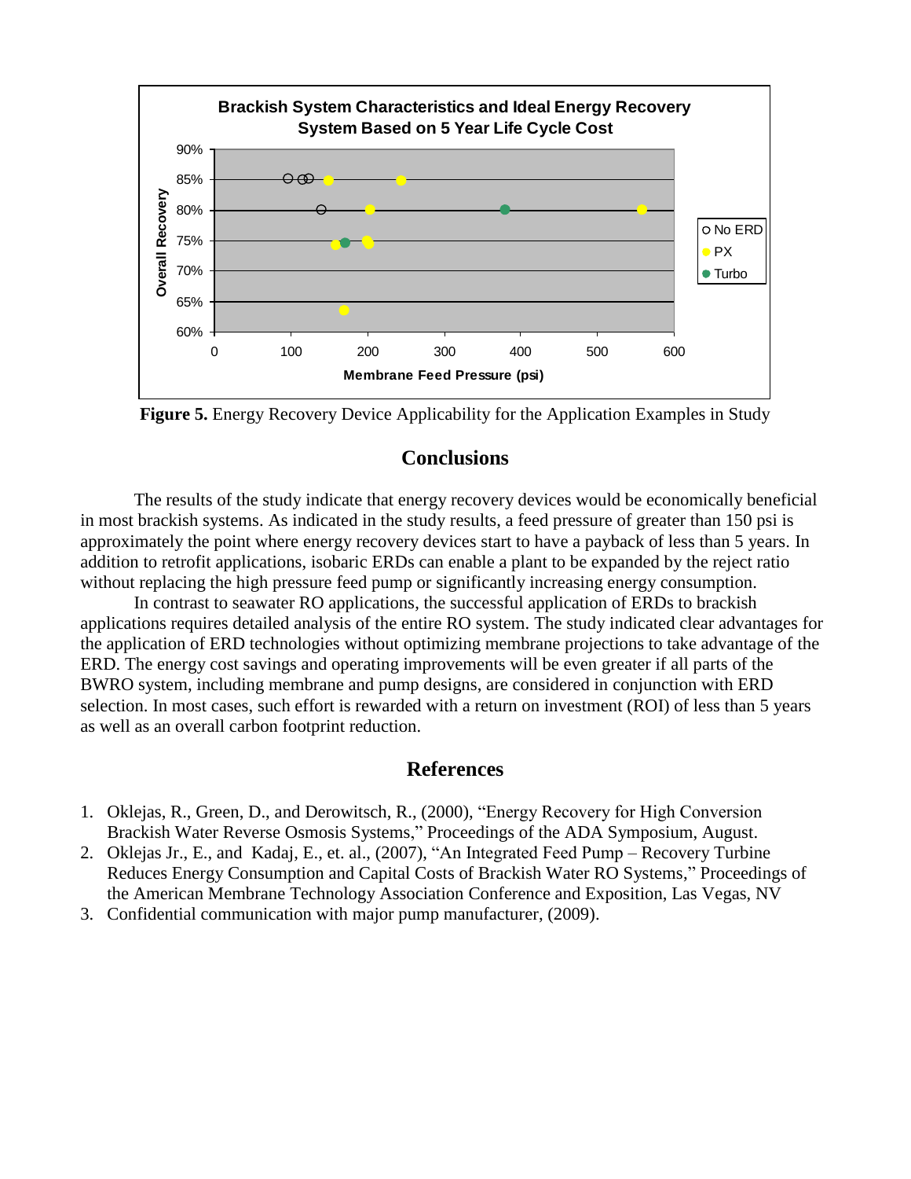Brackish System Characteristics and Ideal Energy Recovery System Based on 5 Year Life Cycle Cost

Overall Recovery

90%
85%
80%
75%
70%
65%
60%

0
100
200
300
400
500
600

Membrane Feed Pressure (psi)

No ERD
PX
Turbo

**Figure 5.** Energy Recovery Device Applicability for the Application Examples in Study

## Conclusions

The results of the study indicate that energy recovery devices would be economically beneficial in most brackish systems. As indicated in the study results, a feed pressure of greater than 150 psi is approximately the point where energy recovery devices start to have a payback of less than 5 years. In addition to retrofit applications, isobaric ERDs can enable a plant to be expanded by the reject ratio without replacing the high pressure feed pump or significantly increasing energy consumption.

In contrast to seawater RO applications, the successful application of ERDs to brackish applications requires detailed analysis of the entire RO system. The study indicated clear advantages for the application of ERD technologies without optimizing membrane projections to take advantage of the ERD. The energy cost savings and operating improvements will be even greater if all parts of the BWRO system, including membrane and pump designs, are considered in conjunction with ERD selection. In most cases, such effort is rewarded with a return on investment (ROI) of less than 5 years as well as an overall carbon footprint reduction.

## References

1. Oklejas, R., Green, D., and Derowitsch, R., (2000), "Energy Recovery for High Conversion Brackish Water Reverse Osmosis Systems," Proceedings of the ADA Symposium, August.
2. Oklejas Jr., E., and Kadaj, E., et. al., (2007), "An Integrated Feed Pump – Recovery Turbine Reduces Energy Consumption and Capital Costs of Brackish Water RO Systems," Proceedings of the American Membrane Technology Association Conference and Exposition, Las Vegas, NV
3. Confidential communication with major pump manufacturer, (2009).